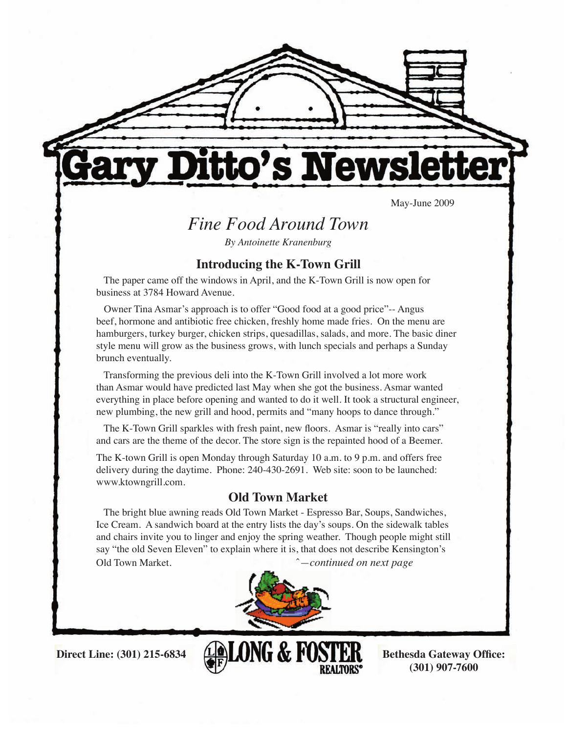# Gary Ditto's Newsletter

May-June 2009

## *Fine Food Around Town*

*By Antoinette Kranenburg*

### Introducing the K-Town Grill

The paper came off the windows in April, and the K-Town Grill is now open for business at 3784 Howard Avenue.

Owner Tina Asmar's approach is to offer "Good food at a good price"-- Angus beef, hormone and antibiotic free chicken, freshly home made fries. On the menu are hamburgers, turkey burger, chicken strips, quesadillas, salads, and more. The basic diner style menu will grow as the business grows, with lunch specials and perhaps a Sunday brunch eventually.

Transforming the previous deli into the K-Town Grill involved a lot more work than Asmar would have predicted last May when she got the business. Asmar wanted everything in place before opening and wanted to do it well. It took a structural engineer, new plumbing, the new grill and hood, permits and "many hoops to dance through."

The K-Town Grill sparkles with fresh paint, new floors. Asmar is "really into cars" and cars are the theme of the decor. The store sign is the repainted hood of a Beemer.

The K-town Grill is open Monday through Saturday 10 a.m. to 9 p.m. and offers free delivery during the daytime. Phone: 240-430-2691. Web site: soon to be launched: www.ktowngrill.com.

### Old Town Market

The bright blue awning reads Old Town Market - Espresso Bar, Soups, Sandwiches, Ice Cream. A sandwich board at the entry lists the day's soups. On the sidewalk tables and chairs invite you to linger and enjoy the spring weather. Though people might still say "the old Seven Eleven" to explain where it is, that does not describe Kensington's Old Town Market. *—continued on next page*

**Direct Line: (301) 215-6834** LONG & FOSTER REALTORS® **Bethesda Gateway Office: (301) 907-7600**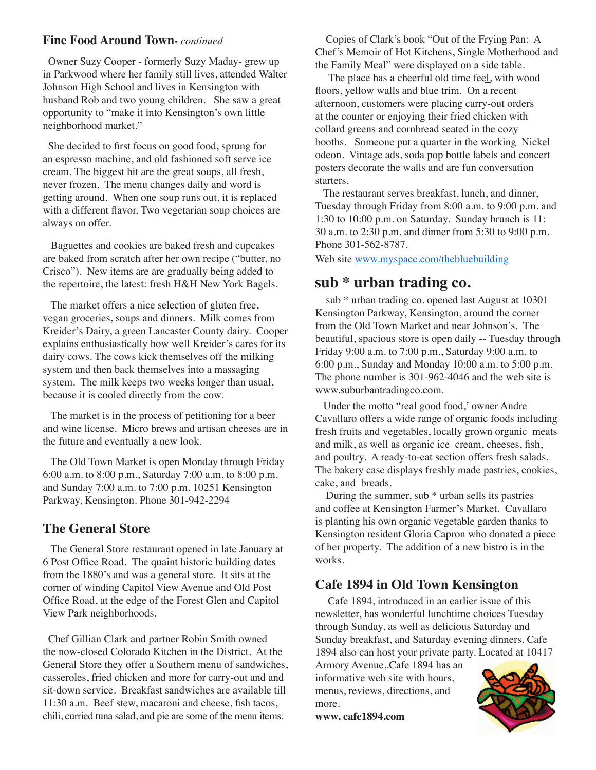## Fine Food Around Town- *continued*

Owner Suzy Cooper - formerly Suzy Maday- grew up in Parkwood where her family still lives, attended Walter Johnson High School and lives in Kensington with husband Rob and two young children. She saw a great opportunity to "make it into Kensington's own little neighborhood market."

She decided to first focus on good food, sprung for an espresso machine, and old fashioned soft serve ice cream. The biggest hit are the great soups, all fresh, never frozen. The menu changes daily and word is getting around. When one soup runs out, it is replaced with a different flavor. Two vegetarian soup choices are always on offer.

Baguettes and cookies are baked fresh and cupcakes are baked from scratch after her own recipe ("butter, no Crisco"). New items are are gradually being added to the repertoire, the latest: fresh H&H New York Bagels.

The market offers a nice selection of gluten free, vegan groceries, soups and dinners. Milk comes from Kreider's Dairy, a green Lancaster County dairy. Cooper explains enthusiastically how well Kreider's cares for its dairy cows. The cows kick themselves off the milking system and then back themselves into a massaging system. The milk keeps two weeks longer than usual, because it is cooled directly from the cow.

The market is in the process of petitioning for a beer and wine license. Micro brews and artisan cheeses are in the future and eventually a new look.

The Old Town Market is open Monday through Friday 6:00 a.m. to 8:00 p.m., Saturday 7:00 a.m. to 8:00 p.m. and Sunday 7:00 a.m. to 7:00 p.m. 10251 Kensington Parkway, Kensington. Phone 301-942-2294

## The General Store

The General Store restaurant opened in late January at 6 Post Office Road. The quaint historic building dates from the 1880's and was a general store. It sits at the corner of winding Capitol View Avenue and Old Post Office Road, at the edge of the Forest Glen and Capitol View Park neighborhoods.

Chef Gillian Clark and partner Robin Smith owned the now-closed Colorado Kitchen in the District. At the General Store they offer a Southern menu of sandwiches, casseroles, fried chicken and more for carry-out and and sit-down service. Breakfast sandwiches are available till 11:30 a.m. Beef stew, macaroni and cheese, fish tacos, chili, curried tuna salad, and pie are some of the menu items.

Copies of Clark's book "Out of the Frying Pan: A Chef's Memoir of Hot Kitchens, Single Motherhood and the Family Meal" were displayed on a side table.

The place has a cheerful old time feel, with wood floors, yellow walls and blue trim. On a recent afternoon, customers were placing carry-out orders at the counter or enjoying their fried chicken with collard greens and cornbread seated in the cozy booths. Someone put a quarter in the working Nickel odeon. Vintage ads, soda pop bottle labels and concert posters decorate the walls and are fun conversation starters.

The restaurant serves breakfast, lunch, and dinner, Tuesday through Friday from 8:00 a.m. to 9:00 p.m. and 1:30 to 10:00 p.m. on Saturday. Sunday brunch is 11:30 a.m. to 2:30 p.m. and dinner from 5:30 to 9:00 p.m. Phone 301-562-8787.

Web site [www.myspace.com/thebluebuilding](www.myspace.com/thebluebuilding)

## sub * urban trading co.

sub * urban trading co. opened last August at 10301 Kensington Parkway, Kensington, around the corner from the Old Town Market and near Johnson's. The beautiful, spacious store is open daily -- Tuesday through Friday 9:00 a.m. to 7:00 p.m., Saturday 9:00 a.m. to 6:00 p.m., Sunday and Monday 10:00 a.m. to 5:00 p.m. The phone number is 301-962-4046 and the web site is www.suburbantradingco.com.

Under the motto "real good food,' owner Andre Cavallaro offers a wide range of organic foods including fresh fruits and vegetables, locally grown organic meats and milk, as well as organic ice cream, cheeses, fish, and poultry. A ready-to-eat section offers fresh salads. The bakery case displays freshly made pastries, cookies, cake, and breads.

During the summer, sub * urban sells its pastries and coffee at Kensington Farmer's Market. Cavallaro is planting his own organic vegetable garden thanks to Kensington resident Gloria Capron who donated a piece of her property. The addition of a new bistro is in the works.

## Cafe 1894 in Old Town Kensington

Cafe 1894, introduced in an earlier issue of this newsletter, has wonderful lunchtime choices Tuesday through Sunday, as well as delicious Saturday and Sunday breakfast, and Saturday evening dinners. Cafe 1894 also can host your private party. Located at 10417 Armory Avenue,.Cafe 1894 has an informative web site with hours, menus, reviews, directions, and more.

**www. cafe1894.com**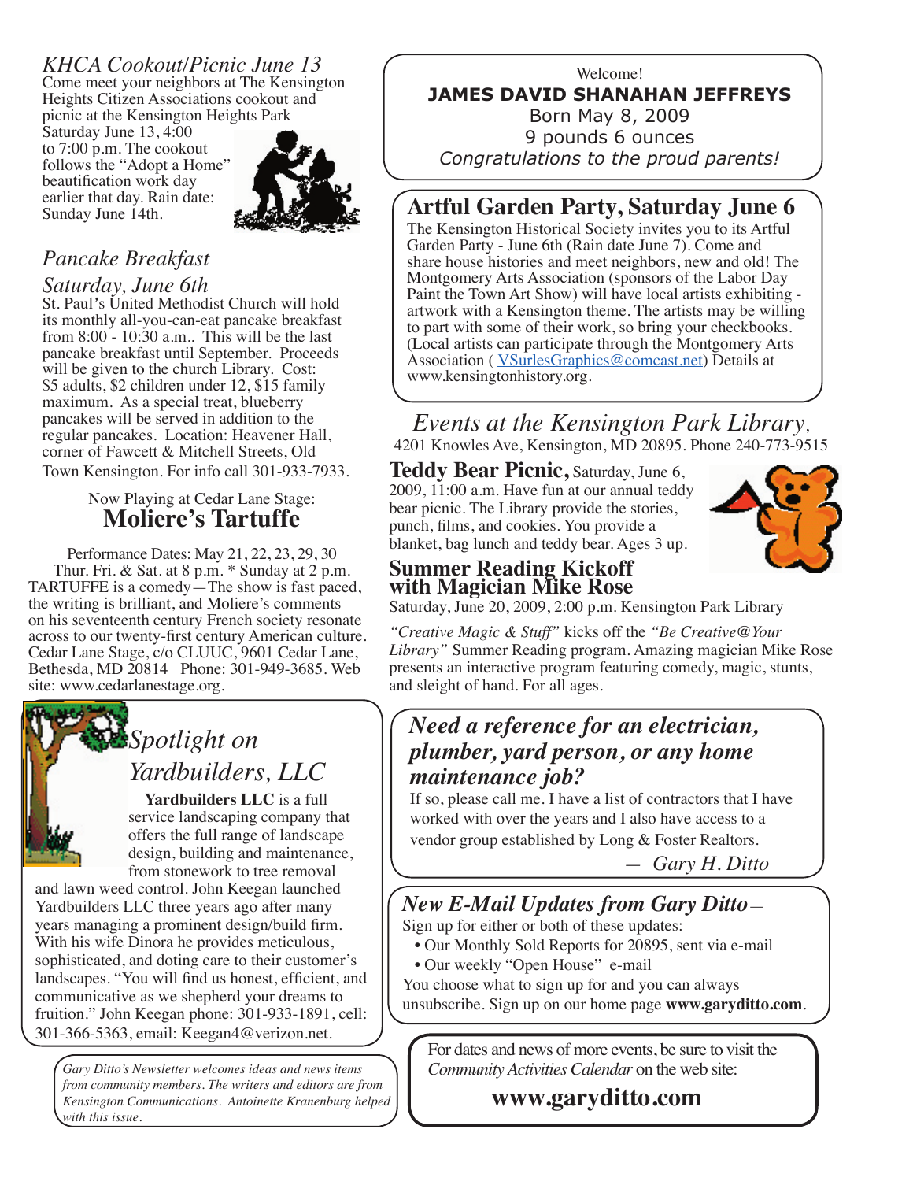## *KHCA Cookout/Picnic June 13*

Come meet your neighbors at The Kensington Heights Citizen Associations cookout and picnic at the Kensington Heights Park Saturday June 13, 4:00 to 7:00 p.m. The cookout follows the "Adopt a Home" beautification work day earlier that day. Rain date: Sunday June 14th.

## *Pancake Breakfast Saturday, June 6th*

St. Paul's United Methodist Church will hold its monthly all-you-can-eat pancake breakfast from 8:00 - 10:30 a.m.. This will be the last pancake breakfast until September. Proceeds will be given to the church Library. Cost: $5 adults, $2 children under 12, $15 family maximum. As a special treat, blueberry pancakes will be served in addition to the regular pancakes. Location: Heavener Hall, corner of Fawcett & Mitchell Streets, Old Town Kensington. For info call 301-933-7933.

Now Playing at Cedar Lane Stage:

## Moliere's Tartuffe

Performance Dates: May 21, 22, 23, 29, 30
Thur. Fri. & Sat. at 8 p.m. * Sunday at 2 p.m.
TARTUFFE is a comedy—The show is fast paced, the writing is brilliant, and Moliere's comments on his seventeenth century French society resonate across to our twenty-first century American culture. Cedar Lane Stage, c/o CLUUC, 9601 Cedar Lane, Bethesda, MD 20814 Phone: 301-949-3685. Web site: www.cedarlanestage.org.

## *Spotlight on Yardbuilders, LLC*

**Yardbuilders LLC** is a full service landscaping company that offers the full range of landscape design, building and maintenance, from stonework to tree removal and lawn weed control. John Keegan launched Yardbuilders LLC three years ago after many years managing a prominent design/build firm. With his wife Dinora he provides meticulous, sophisticated, and doting care to their customer's landscapes. "You will find us honest, efficient, and communicative as we shepherd your dreams to fruition." John Keegan phone: 301-933-1891, cell: 301-366-5363, email: Keegan4@verizon.net.

*Gary Ditto's Newsletter welcomes ideas and news items from community members. The writers and editors are from Kensington Communications. Antoinette Kranenburg helped with this issue.*

Welcome!

**JAMES DAVID SHANAHAN JEFFREYS**

Born May 8, 2009
9 pounds 6 ounces
*Congratulations to the proud parents!*

## Artful Garden Party, Saturday June 6

The Kensington Historical Society invites you to its Artful Garden Party - June 6th (Rain date June 7). Come and share house histories and meet neighbors, new and old! The Montgomery Arts Association (sponsors of the Labor Day Paint the Town Art Show) will have local artists exhibiting - artwork with a Kensington theme. The artists may be willing to part with some of their work, so bring your checkbooks. (Local artists can participate through the Montgomery Arts Association ( VSurlesGraphics@comcast.net) Details at www.kensingtonhistory.org.

## *Events at the Kensington Park Library*,

4201 Knowles Ave, Kensington, MD 20895. Phone 240-773-9515

**Teddy Bear Picnic,** Saturday, June 6, 2009, 11:00 a.m. Have fun at our annual teddy bear picnic. The Library provide the stories, punch, films, and cookies. You provide a blanket, bag lunch and teddy bear. Ages 3 up.

### Summer Reading Kickoff with Magician Mike Rose

Saturday, June 20, 2009, 2:00 p.m. Kensington Park Library

*"Creative Magic & Stuff"* kicks off the *"Be Creative@Your Library"* Summer Reading program. Amazing magician Mike Rose presents an interactive program featuring comedy, magic, stunts, and sleight of hand. For all ages.

## *Need a reference for an electrician, plumber, yard person, or any home maintenance job?*

If so, please call me. I have a list of contractors that I have worked with over the years and I also have access to a vendor group established by Long & Foster Realtors.

— *Gary H. Ditto*

## *New E-Mail Updates from Gary Ditto*—

Sign up for either or both of these updates:

- Our Monthly Sold Reports for 20895, sent via e-mail
- Our weekly "Open House" e-mail

You choose what to sign up for and you can always unsubscribe. Sign up on our home page **www.garyditto.com**.

For dates and news of more events, be sure to visit the *Community Activities Calendar* on the web site:

**www.garyditto.com**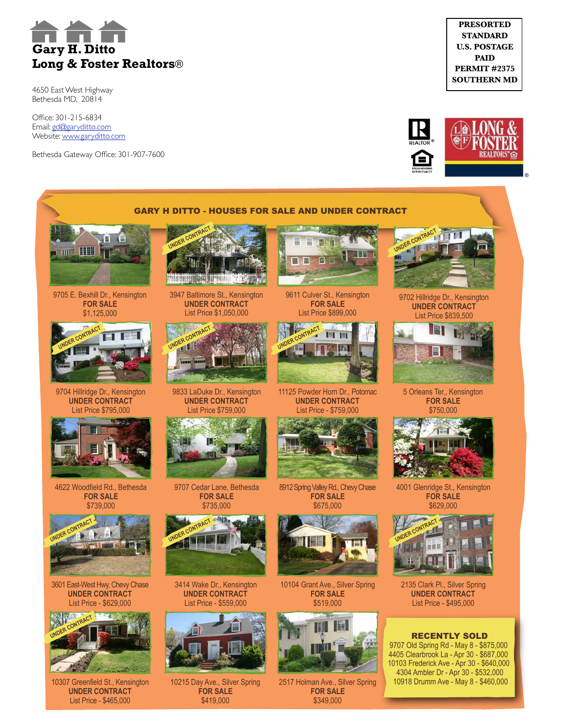**Gary H. Ditto**
**Long & Foster Realtors®**

4650 East West Highway
Bethesda MD, 20814

Office: 301-215-6834
Email: gd@garyditto.com
Website: www.garyditto.com

Bethesda Gateway Office: 301-907-7600

PRESORTED
STANDARD
U.S. POSTAGE
PAID
PERMIT #2375
SOUTHERN MD

## GARY H DITTO - HOUSES FOR SALE AND UNDER CONTRACT

9705 E. Bexhill Dr., Kensington
**FOR SALE**
$1,125,000

3947 Baltimore St., Kensington
**UNDER CONTRACT**
List Price $1,050,000

9611 Culver St., Kensington
**FOR SALE**
List Price $899,000

9702 Hillridge Dr., Kensington
**UNDER CONTRACT**
List Price $839,500

9704 Hillridge Dr., Kensington
**UNDER CONTRACT**
List Price $795,000

9833 LaDuke Dr., Kensington
**UNDER CONTRACT**
List Price $759,000

11125 Powder Horn Dr., Potomac
**UNDER CONTRACT**
List Price - $759,000

5 Orleans Ter., Kensington
**FOR SALE**
$750,000

4622 Woodfield Rd., Bethesda
**FOR SALE**
$739,000

9707 Cedar Lane, Bethesda
**FOR SALE**
$735,000

8912 Spring Valley Rd., Chevy Chase
**FOR SALE**
$675,000

4001 Glenridge St., Kensington
**FOR SALE**
$629,000

3601 East-West Hwy, Chevy Chase
**UNDER CONTRACT**
List Price - $629,000

3414 Wake Dr., Kensington
**UNDER CONTRACT**
List Price - $559,000

10104 Grant Ave., Silver Spring
**FOR SALE**
$519,000

2135 Clark Pl., Silver Spring
**UNDER CONTRACT**
List Price - $495,000

10307 Greenfield St., Kensington
**UNDER CONTRACT**
List Price - $465,000

10215 Day Ave., Silver Spring
**FOR SALE**
$419,000

2517 Holman Ave., Silver Spring
**FOR SALE**
$349,000

### RECENTLY SOLD

9707 Old Spring Rd - May 8 - $875,000
4405 Clearbrook La - Apr 30 - $687,000
10103 Frederick Ave - Apr 30 - $640,000
4304 Ambler Dr - Apr 30 - $532,000
10918 Drumm Ave - May 8 - $460,000